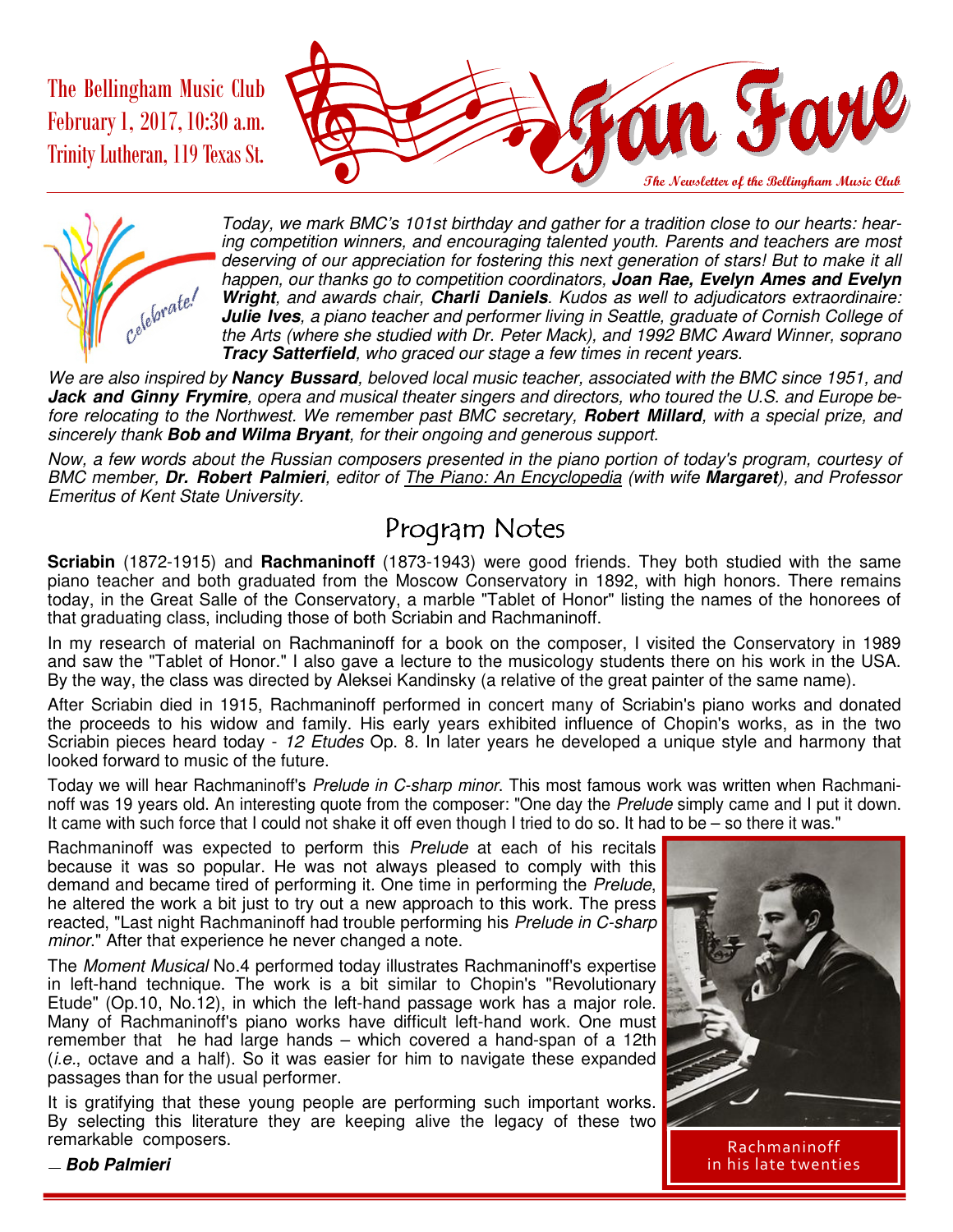The Bellingham Music Club
February 1, 2017, 10:30 a.m.
Trinity Lutheran, 119 Texas St.

# Fan Fare

**The Newsletter of the Bellingham Music Club**

*Today, we mark BMC's 101st birthday and gather for a tradition close to our hearts: hearing competition winners, and encouraging talented youth. Parents and teachers are most deserving of our appreciation for fostering this next generation of stars! But to make it all happen, our thanks go to competition coordinators,* ***Joan Rae, Evelyn Ames and Evelyn Wright****, and awards chair,* ***Charli Daniels****. Kudos as well to adjudicators extraordinaire:* ***Julie Ives****, a piano teacher and performer living in Seattle, graduate of Cornish College of the Arts (where she studied with Dr. Peter Mack), and 1992 BMC Award Winner, soprano* ***Tracy Satterfield****, who graced our stage a few times in recent years.*

*We are also inspired by* ***Nancy Bussard****, beloved local music teacher, associated with the BMC since 1951, and* ***Jack and Ginny Frymire****, opera and musical theater singers and directors, who toured the U.S. and Europe before relocating to the Northwest. We remember past BMC secretary,* ***Robert Millard****, with a special prize, and sincerely thank* ***Bob and Wilma Bryant****, for their ongoing and generous support.*

*Now, a few words about the Russian composers presented in the piano portion of today's program, courtesy of BMC member,* ***Dr. Robert Palmieri****, editor of* <u>*The Piano: An Encyclopedia*</u> *(with wife* ***Margaret****), and Professor Emeritus of Kent State University.*

## Program Notes

**Scriabin** (1872-1915) and **Rachmaninoff** (1873-1943) were good friends. They both studied with the same piano teacher and both graduated from the Moscow Conservatory in 1892, with high honors. There remains today, in the Great Salle of the Conservatory, a marble "Tablet of Honor" listing the names of the honorees of that graduating class, including those of both Scriabin and Rachmaninoff.

In my research of material on Rachmaninoff for a book on the composer, I visited the Conservatory in 1989 and saw the "Tablet of Honor." I also gave a lecture to the musicology students there on his work in the USA. By the way, the class was directed by Aleksei Kandinsky (a relative of the great painter of the same name).

After Scriabin died in 1915, Rachmaninoff performed in concert many of Scriabin's piano works and donated the proceeds to his widow and family. His early years exhibited influence of Chopin's works, as in the two Scriabin pieces heard today - *12 Etudes* Op. 8. In later years he developed a unique style and harmony that looked forward to music of the future.

Today we will hear Rachmaninoff's *Prelude in C-sharp minor*. This most famous work was written when Rachmaninoff was 19 years old. An interesting quote from the composer: "One day the *Prelude* simply came and I put it down. It came with such force that I could not shake it off even though I tried to do so. It had to be – so there it was."

Rachmaninoff was expected to perform this *Prelude* at each of his recitals because it was so popular. He was not always pleased to comply with this demand and became tired of performing it. One time in performing the *Prelude*, he altered the work a bit just to try out a new approach to this work. The press reacted, "Last night Rachmaninoff had trouble performing his *Prelude in C-sharp minor*." After that experience he never changed a note.

The *Moment Musical* No.4 performed today illustrates Rachmaninoff's expertise in left-hand technique. The work is a bit similar to Chopin's "Revolutionary Etude" (Op.10, No.12), in which the left-hand passage work has a major role. Many of Rachmaninoff's piano works have difficult left-hand work. One must remember that he had large hands – which covered a hand-span of a 12th (*i.e.*, octave and a half). So it was easier for him to navigate these expanded passages than for the usual performer.

It is gratifying that these young people are performing such important works. By selecting this literature they are keeping alive the legacy of these two remarkable composers.

Rachmaninoff in his late twenties

— ***Bob Palmieri***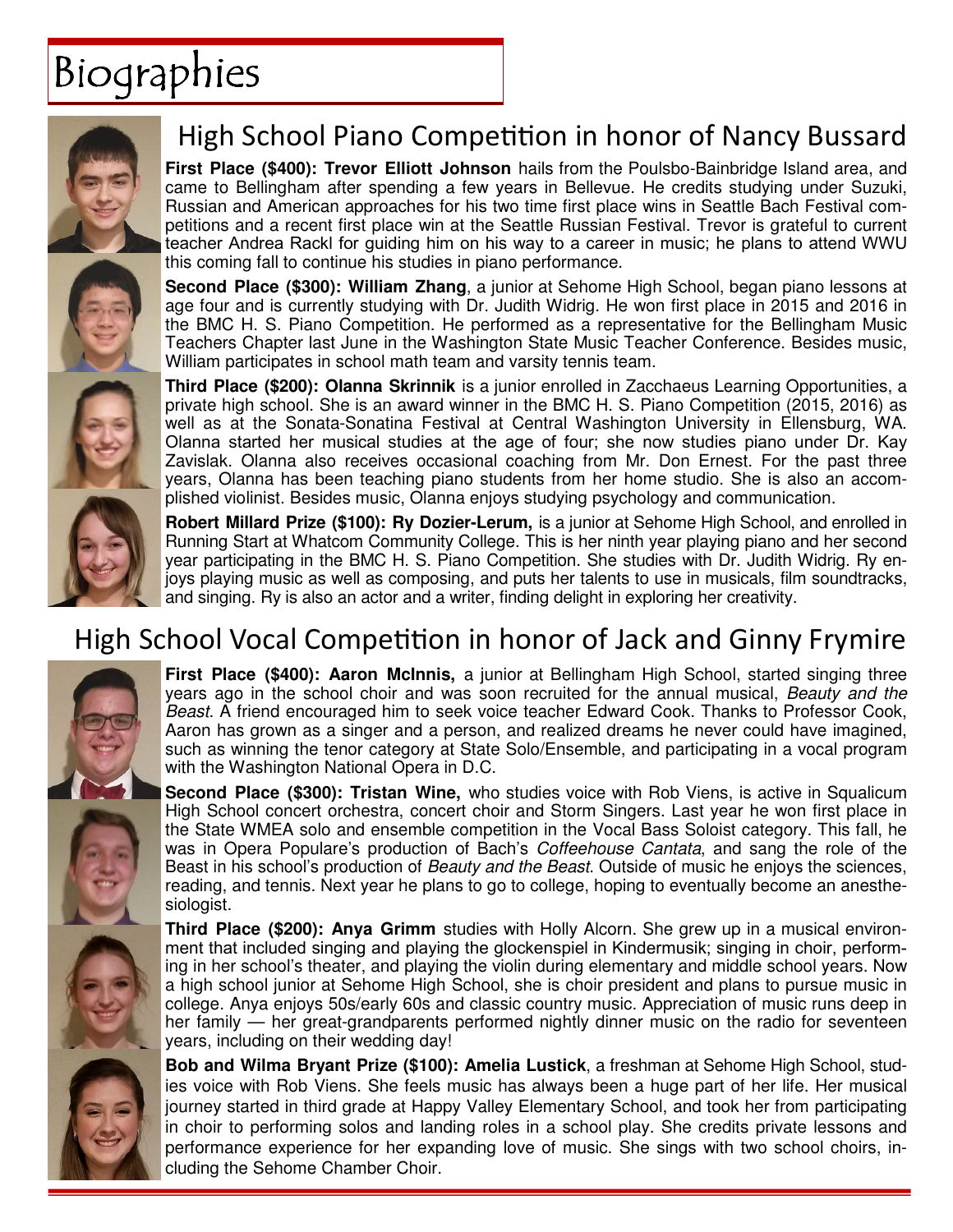# Biographies

## High School Piano Competition in honor of Nancy Bussard

**First Place ($400): Trevor Elliott Johnson** hails from the Poulsbo-Bainbridge Island area, and came to Bellingham after spending a few years in Bellevue. He credits studying under Suzuki, Russian and American approaches for his two time first place wins in Seattle Bach Festival competitions and a recent first place win at the Seattle Russian Festival. Trevor is grateful to current teacher Andrea Rackl for guiding him on his way to a career in music; he plans to attend WWU this coming fall to continue his studies in piano performance.

**Second Place ($300): William Zhang**, a junior at Sehome High School, began piano lessons at age four and is currently studying with Dr. Judith Widrig. He won first place in 2015 and 2016 in the BMC H. S. Piano Competition. He performed as a representative for the Bellingham Music Teachers Chapter last June in the Washington State Music Teacher Conference. Besides music, William participates in school math team and varsity tennis team.

**Third Place ($200): Olanna Skrinnik** is a junior enrolled in Zacchaeus Learning Opportunities, a private high school. She is an award winner in the BMC H. S. Piano Competition (2015, 2016) as well as at the Sonata-Sonatina Festival at Central Washington University in Ellensburg, WA. Olanna started her musical studies at the age of four; she now studies piano under Dr. Kay Zavislak. Olanna also receives occasional coaching from Mr. Don Ernest. For the past three years, Olanna has been teaching piano students from her home studio. She is also an accomplished violinist. Besides music, Olanna enjoys studying psychology and communication.

**Robert Millard Prize ($100): Ry Dozier-Lerum,** is a junior at Sehome High School, and enrolled in Running Start at Whatcom Community College. This is her ninth year playing piano and her second year participating in the BMC H. S. Piano Competition. She studies with Dr. Judith Widrig. Ry enjoys playing music as well as composing, and puts her talents to use in musicals, film soundtracks, and singing. Ry is also an actor and a writer, finding delight in exploring her creativity.

## High School Vocal Competition in honor of Jack and Ginny Frymire

**First Place ($400): Aaron McInnis,** a junior at Bellingham High School, started singing three years ago in the school choir and was soon recruited for the annual musical, *Beauty and the Beast*. A friend encouraged him to seek voice teacher Edward Cook. Thanks to Professor Cook, Aaron has grown as a singer and a person, and realized dreams he never could have imagined, such as winning the tenor category at State Solo/Ensemble, and participating in a vocal program with the Washington National Opera in D.C.

**Second Place ($300): Tristan Wine,** who studies voice with Rob Viens, is active in Squalicum High School concert orchestra, concert choir and Storm Singers. Last year he won first place in the State WMEA solo and ensemble competition in the Vocal Bass Soloist category. This fall, he was in Opera Populare's production of Bach's *Coffeehouse Cantata*, and sang the role of the Beast in his school's production of *Beauty and the Beast*. Outside of music he enjoys the sciences, reading, and tennis. Next year he plans to go to college, hoping to eventually become an anesthesiologist.

**Third Place ($200): Anya Grimm** studies with Holly Alcorn. She grew up in a musical environment that included singing and playing the glockenspiel in Kindermusik; singing in choir, performing in her school's theater, and playing the violin during elementary and middle school years. Now a high school junior at Sehome High School, she is choir president and plans to pursue music in college. Anya enjoys 50s/early 60s and classic country music. Appreciation of music runs deep in her family — her great-grandparents performed nightly dinner music on the radio for seventeen years, including on their wedding day!

**Bob and Wilma Bryant Prize ($100): Amelia Lustick**, a freshman at Sehome High School, studies voice with Rob Viens. She feels music has always been a huge part of her life. Her musical journey started in third grade at Happy Valley Elementary School, and took her from participating in choir to performing solos and landing roles in a school play. She credits private lessons and performance experience for her expanding love of music. She sings with two school choirs, including the Sehome Chamber Choir.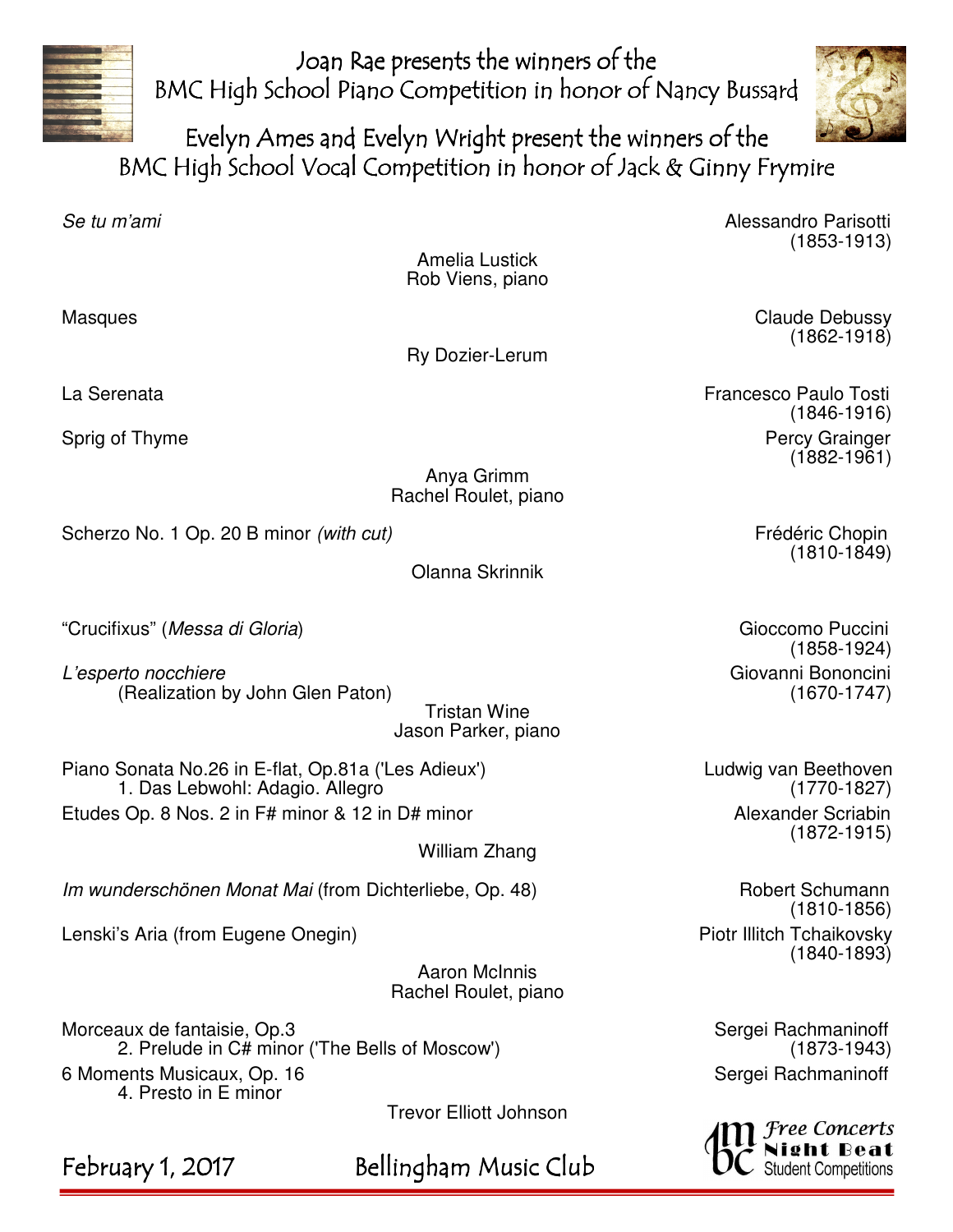# Joan Rae presents the winners of the BMC High School Piano Competition in honor of Nancy Bussard

# Evelyn Ames and Evelyn Wright present the winners of the BMC High School Vocal Competition in honor of Jack & Ginny Frymire

*Se tu m'ami* — Alessandro Parisotti (1853-1913)

Amelia Lustick
Rob Viens, piano

Masques — Claude Debussy (1862-1918)

Ry Dozier-Lerum

La Serenata — Francesco Paulo Tosti (1846-1916)

Sprig of Thyme — Percy Grainger (1882-1961)

Anya Grimm
Rachel Roulet, piano

Scherzo No. 1 Op. 20 B minor *(with cut)* — Frédéric Chopin (1810-1849)

Olanna Skrinnik

"Crucifixus" (*Messa di Gloria*) — Gioccomo Puccini (1858-1924)

*L'esperto nocchiere* — Giovanni Bononcini (1670-1747)
(Realization by John Glen Paton)

Tristan Wine
Jason Parker, piano

Piano Sonata No.26 in E-flat, Op.81a ('Les Adieux') — Ludwig van Beethoven (1770-1827)
1. Das Lebwohl: Adagio. Allegro

Etudes Op. 8 Nos. 2 in F# minor & 12 in D# minor — Alexander Scriabin (1872-1915)

William Zhang

*Im wunderschönen Monat Mai* (from Dichterliebe, Op. 48) — Robert Schumann (1810-1856)

Lenski's Aria (from Eugene Onegin) — Piotr Illitch Tchaikovsky (1840-1893)

Aaron McInnis
Rachel Roulet, piano

Morceaux de fantaisie, Op.3 — Sergei Rachmaninoff (1873-1943)
2. Prelude in C# minor ('The Bells of Moscow')

6 Moments Musicaux, Op. 16 — Sergei Rachmaninoff
4. Presto in E minor

Trevor Elliott Johnson

February 1, 2017 — Bellingham Music Club

bmc Free Concerts · Night Beat · Student Competitions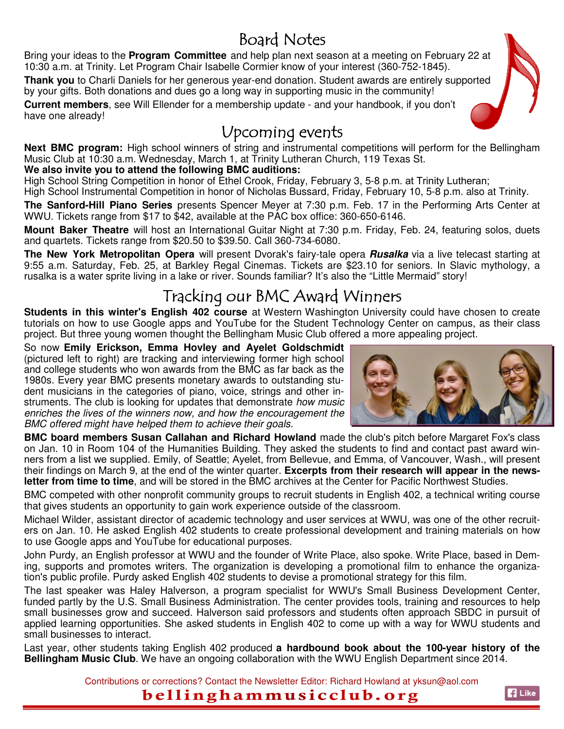## Board Notes

Bring your ideas to the **Program Committee** and help plan next season at a meeting on February 22 at 10:30 a.m. at Trinity. Let Program Chair Isabelle Cormier know of your interest (360-752-1845).

**Thank you** to Charli Daniels for her generous year-end donation. Student awards are entirely supported by your gifts. Both donations and dues go a long way in supporting music in the community!

**Current members**, see Will Ellender for a membership update - and your handbook, if you don't have one already!

## Upcoming events

**Next BMC program:** High school winners of string and instrumental competitions will perform for the Bellingham Music Club at 10:30 a.m. Wednesday, March 1, at Trinity Lutheran Church, 119 Texas St.

**We also invite you to attend the following BMC auditions:**

High School String Competition in honor of Ethel Crook, Friday, February 3, 5-8 p.m. at Trinity Lutheran;

High School Instrumental Competition in honor of Nicholas Bussard, Friday, February 10, 5-8 p.m. also at Trinity.

**The Sanford-Hill Piano Series** presents Spencer Meyer at 7:30 p.m. Feb. 17 in the Performing Arts Center at WWU. Tickets range from $17 to $42, available at the PAC box office: 360-650-6146.

**Mount Baker Theatre** will host an International Guitar Night at 7:30 p.m. Friday, Feb. 24, featuring solos, duets and quartets. Tickets range from $20.50 to $39.50. Call 360-734-6080.

**The New York Metropolitan Opera** will present Dvorak's fairy-tale opera ***Rusalka*** via a live telecast starting at 9:55 a.m. Saturday, Feb. 25, at Barkley Regal Cinemas. Tickets are $23.10 for seniors. In Slavic mythology, a rusalka is a water sprite living in a lake or river. Sounds familiar? It's also the "Little Mermaid" story!

## Tracking our BMC Award Winners

**Students in this winter's English 402 course** at Western Washington University could have chosen to create tutorials on how to use Google apps and YouTube for the Student Technology Center on campus, as their class project. But three young women thought the Bellingham Music Club offered a more appealing project.

So now **Emily Erickson, Emma Hovley and Ayelet Goldschmidt** (pictured left to right) are tracking and interviewing former high school and college students who won awards from the BMC as far back as the 1980s. Every year BMC presents monetary awards to outstanding student musicians in the categories of piano, voice, strings and other instruments. The club is looking for updates that demonstrate *how music enriches the lives of the winners now, and how the encouragement the BMC offered might have helped them to achieve their goals.*

**BMC board members Susan Callahan and Richard Howland** made the club's pitch before Margaret Fox's class on Jan. 10 in Room 104 of the Humanities Building. They asked the students to find and contact past award winners from a list we supplied. Emily, of Seattle; Ayelet, from Bellevue, and Emma, of Vancouver, Wash., will present their findings on March 9, at the end of the winter quarter. **Excerpts from their research will appear in the newsletter from time to time**, and will be stored in the BMC archives at the Center for Pacific Northwest Studies.

BMC competed with other nonprofit community groups to recruit students in English 402, a technical writing course that gives students an opportunity to gain work experience outside of the classroom.

Michael Wilder, assistant director of academic technology and user services at WWU, was one of the other recruiters on Jan. 10. He asked English 402 students to create professional development and training materials on how to use Google apps and YouTube for educational purposes.

John Purdy, an English professor at WWU and the founder of Write Place, also spoke. Write Place, based in Deming, supports and promotes writers. The organization is developing a promotional film to enhance the organization's public profile. Purdy asked English 402 students to devise a promotional strategy for this film.

The last speaker was Haley Halverson, a program specialist for WWU's Small Business Development Center, funded partly by the U.S. Small Business Administration. The center provides tools, training and resources to help small businesses grow and succeed. Halverson said professors and students often approach SBDC in pursuit of applied learning opportunities. She asked students in English 402 to come up with a way for WWU students and small businesses to interact.

Last year, other students taking English 402 produced **a hardbound book about the 100-year history of the Bellingham Music Club**. We have an ongoing collaboration with the WWU English Department since 2014.

Contributions or corrections? Contact the Newsletter Editor: Richard Howland at yksun@aol.com

**bellinghammusicclub.org**